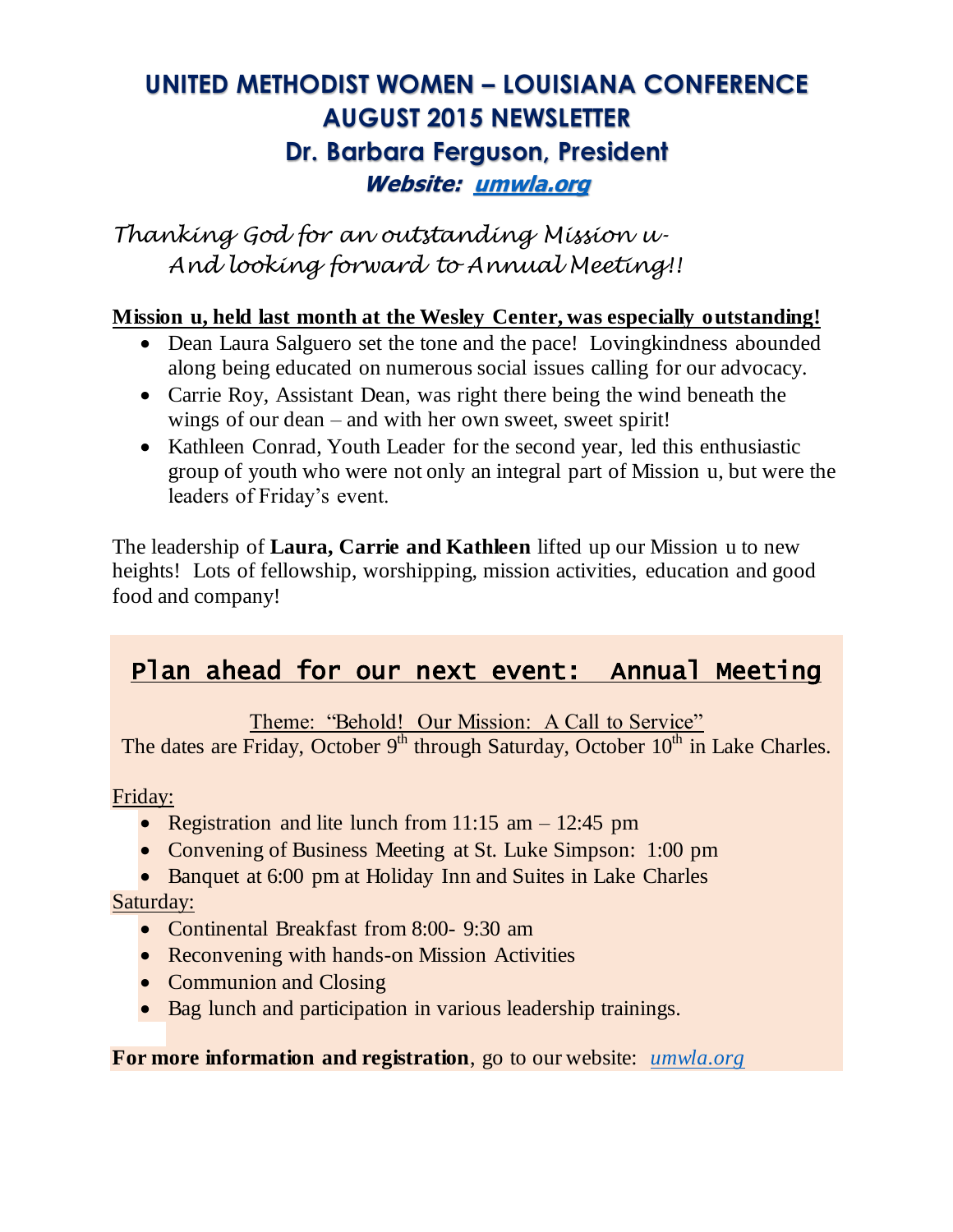# UNITED METHODIST WOMEN – LOUISIANA CONFERENCE
# AUGUST 2015 NEWSLETTER
## Dr. Barbara Ferguson, President
### *Website: [umwla.org](umwla.org)*

*Thanking God for an outstanding Mission u-*
*And looking forward to Annual Meeting!!*

**Mission u, held last month at the Wesley Center, was especially outstanding!**

- Dean Laura Salguero set the tone and the pace! Lovingkindness abounded along being educated on numerous social issues calling for our advocacy.
- Carrie Roy, Assistant Dean, was right there being the wind beneath the wings of our dean – and with her own sweet, sweet spirit!
- Kathleen Conrad, Youth Leader for the second year, led this enthusiastic group of youth who were not only an integral part of Mission u, but were the leaders of Friday's event.

The leadership of **Laura, Carrie and Kathleen** lifted up our Mission u to new heights! Lots of fellowship, worshipping, mission activities, education and good food and company!

## Plan ahead for our next event: Annual Meeting

Theme: "Behold! Our Mission: A Call to Service"

The dates are Friday, October 9th through Saturday, October 10th in Lake Charles.

Friday:

- Registration and lite lunch from 11:15 am – 12:45 pm
- Convening of Business Meeting at St. Luke Simpson: 1:00 pm
- Banquet at 6:00 pm at Holiday Inn and Suites in Lake Charles

Saturday:

- Continental Breakfast from 8:00- 9:30 am
- Reconvening with hands-on Mission Activities
- Communion and Closing
- Bag lunch and participation in various leadership trainings.

**For more information and registration**, go to our website: *umwla.org*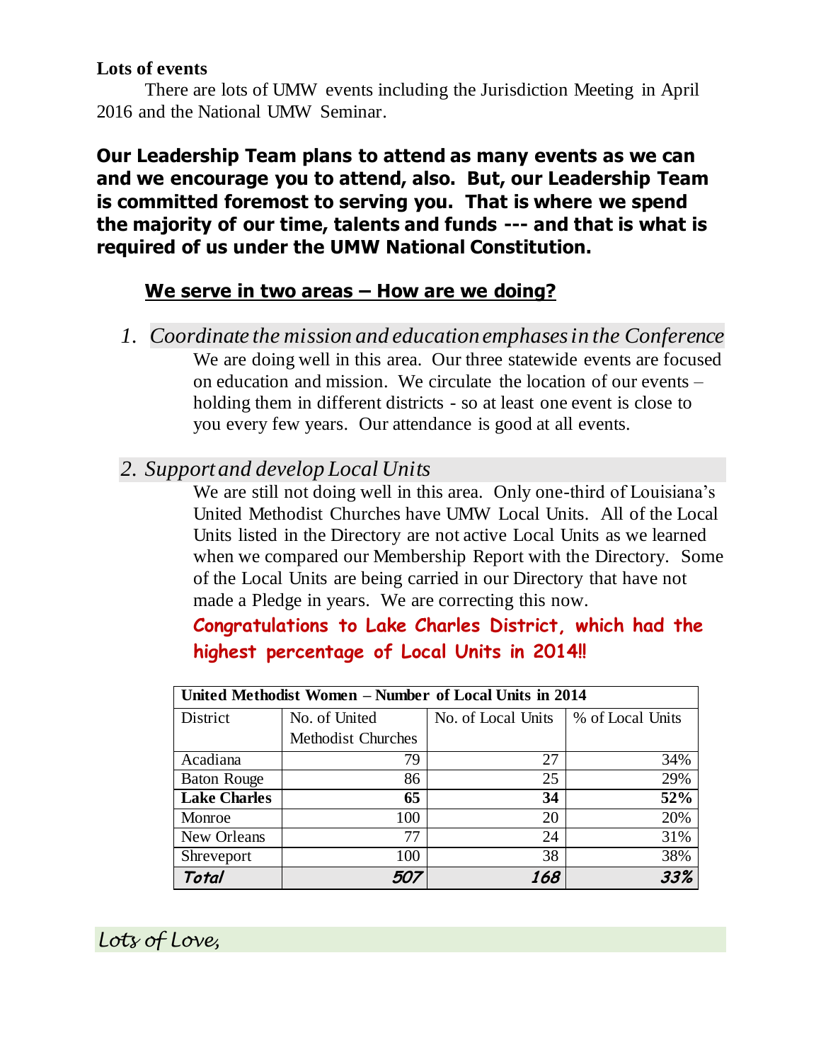**Lots of events**

There are lots of UMW events including the Jurisdiction Meeting in April 2016 and the National UMW Seminar.

**Our Leadership Team plans to attend as many events as we can and we encourage you to attend, also. But, our Leadership Team is committed foremost to serving you. That is where we spend the majority of our time, talents and funds --- and that is what is required of us under the UMW National Constitution.**

## We serve in two areas – How are we doing?

1. *Coordinate the mission and education emphases in the Conference*

   We are doing well in this area. Our three statewide events are focused on education and mission. We circulate the location of our events – holding them in different districts - so at least one event is close to you every few years. Our attendance is good at all events.

2. *Support and develop Local Units*

   We are still not doing well in this area. Only one-third of Louisiana's United Methodist Churches have UMW Local Units. All of the Local Units listed in the Directory are not active Local Units as we learned when we compared our Membership Report with the Directory. Some of the Local Units are being carried in our Directory that have not made a Pledge in years. We are correcting this now.

   **Congratulations to Lake Charles District, which had the highest percentage of Local Units in 2014!!**

| **United Methodist Women – Number of Local Units in 2014** | | | |
|---|---|---|---|
| District | No. of United Methodist Churches | No. of Local Units | % of Local Units |
| Acadiana | 79 | 27 | 34% |
| Baton Rouge | 86 | 25 | 29% |
| **Lake Charles** | **65** | **34** | **52%** |
| Monroe | 100 | 20 | 20% |
| New Orleans | 77 | 24 | 31% |
| Shreveport | 100 | 38 | 38% |
| ***Total*** | ***507*** | ***168*** | ***33%*** |

*Lots of Love,*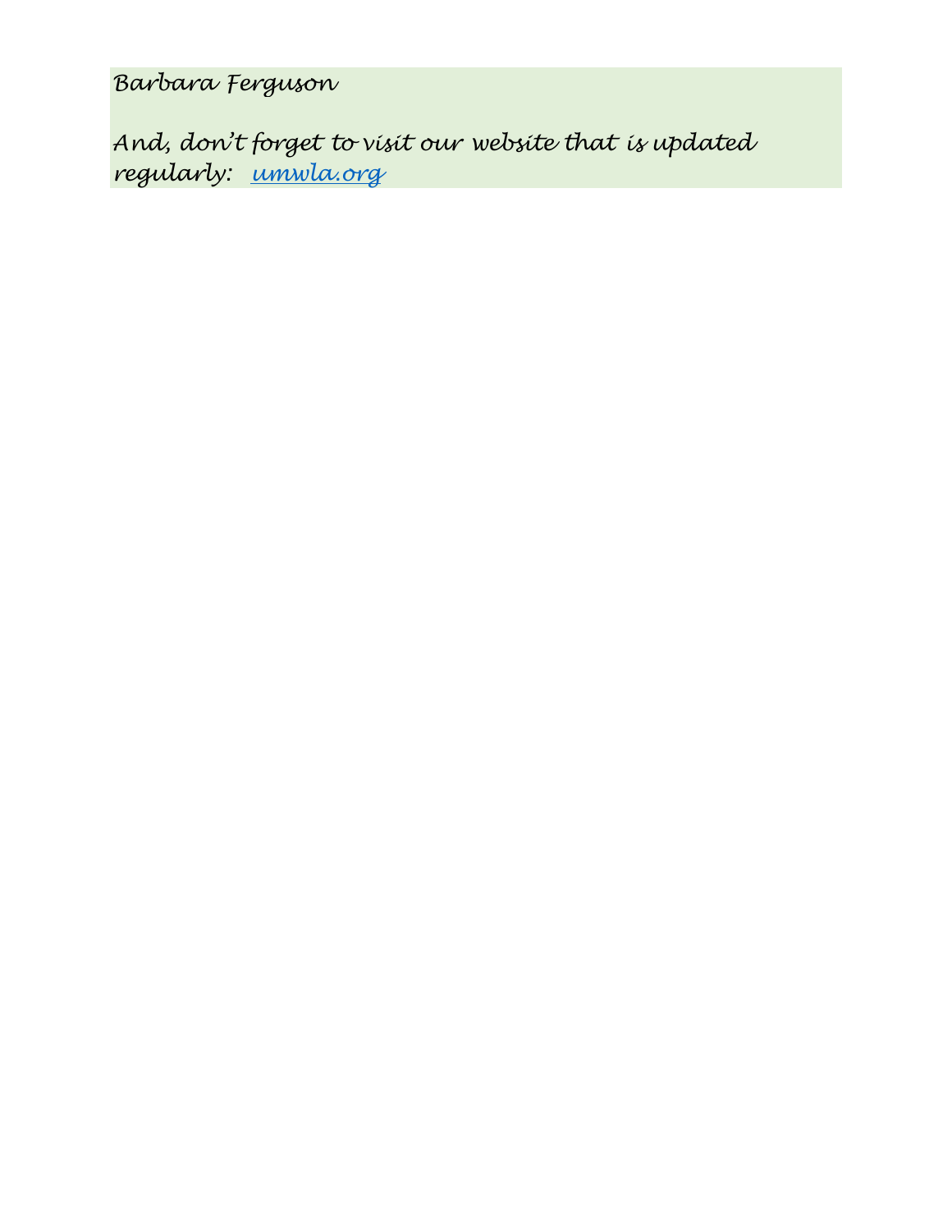*Barbara Ferguson*

*And, don't forget to visit our website that is updated regularly: [umwla.org](http://umwla.org)*